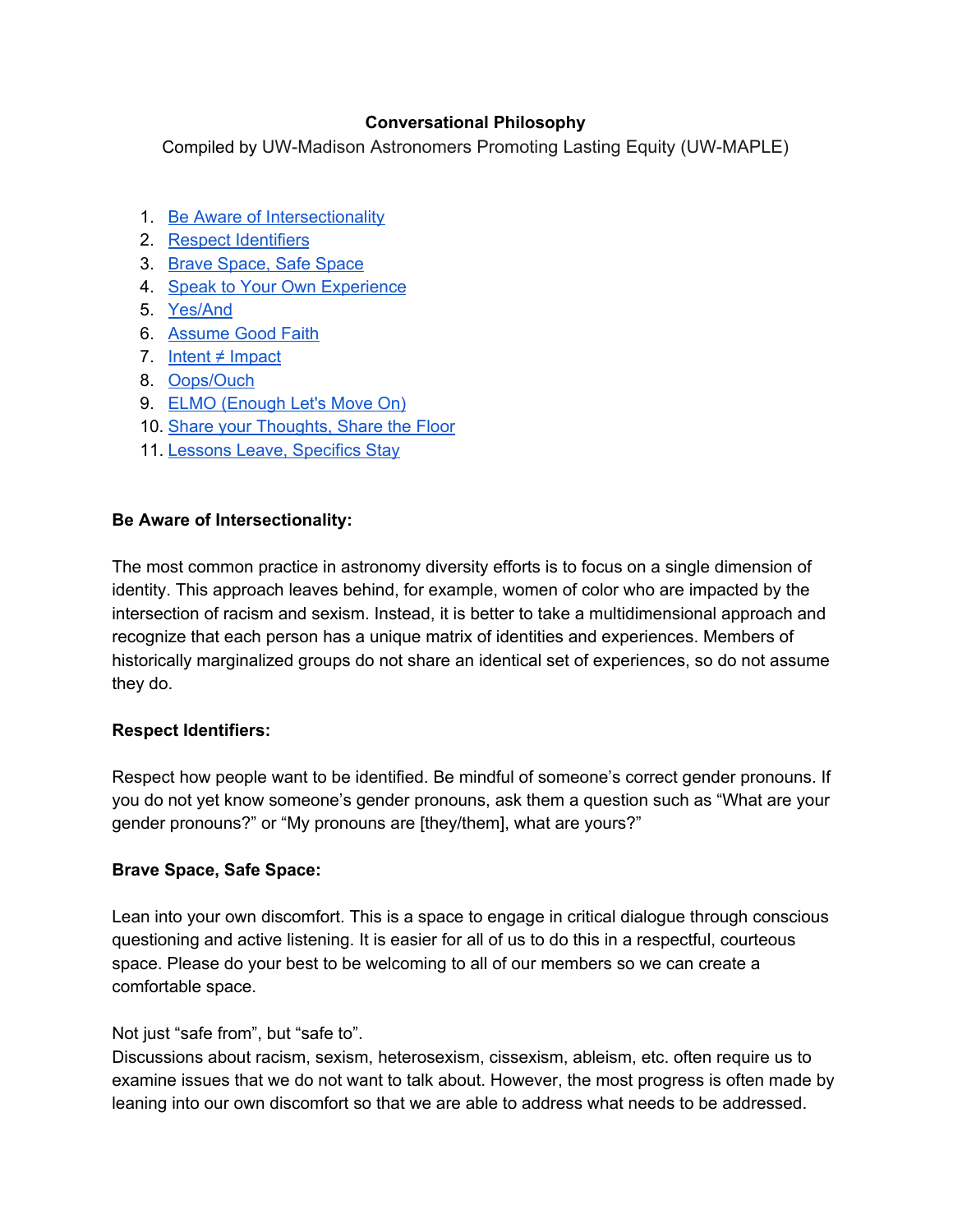**Conversational Philosophy**

Compiled by UW-Madison Astronomers Promoting Lasting Equity (UW-MAPLE)

1. Be Aware of Intersectionality
2. Respect Identifiers
3. Brave Space, Safe Space
4. Speak to Your Own Experience
5. Yes/And
6. Assume Good Faith
7. Intent ≠ Impact
8. Oops/Ouch
9. ELMO (Enough Let's Move On)
10. Share your Thoughts, Share the Floor
11. Lessons Leave, Specifics Stay

**Be Aware of Intersectionality:**

The most common practice in astronomy diversity efforts is to focus on a single dimension of identity. This approach leaves behind, for example, women of color who are impacted by the intersection of racism and sexism. Instead, it is better to take a multidimensional approach and recognize that each person has a unique matrix of identities and experiences. Members of historically marginalized groups do not share an identical set of experiences, so do not assume they do.

**Respect Identifiers:**

Respect how people want to be identified. Be mindful of someone's correct gender pronouns. If you do not yet know someone's gender pronouns, ask them a question such as "What are your gender pronouns?" or "My pronouns are [they/them], what are yours?"

**Brave Space, Safe Space:**

Lean into your own discomfort. This is a space to engage in critical dialogue through conscious questioning and active listening. It is easier for all of us to do this in a respectful, courteous space. Please do your best to be welcoming to all of our members so we can create a comfortable space.

Not just "safe from", but "safe to".
Discussions about racism, sexism, heterosexism, cissexism, ableism, etc. often require us to examine issues that we do not want to talk about. However, the most progress is often made by leaning into our own discomfort so that we are able to address what needs to be addressed.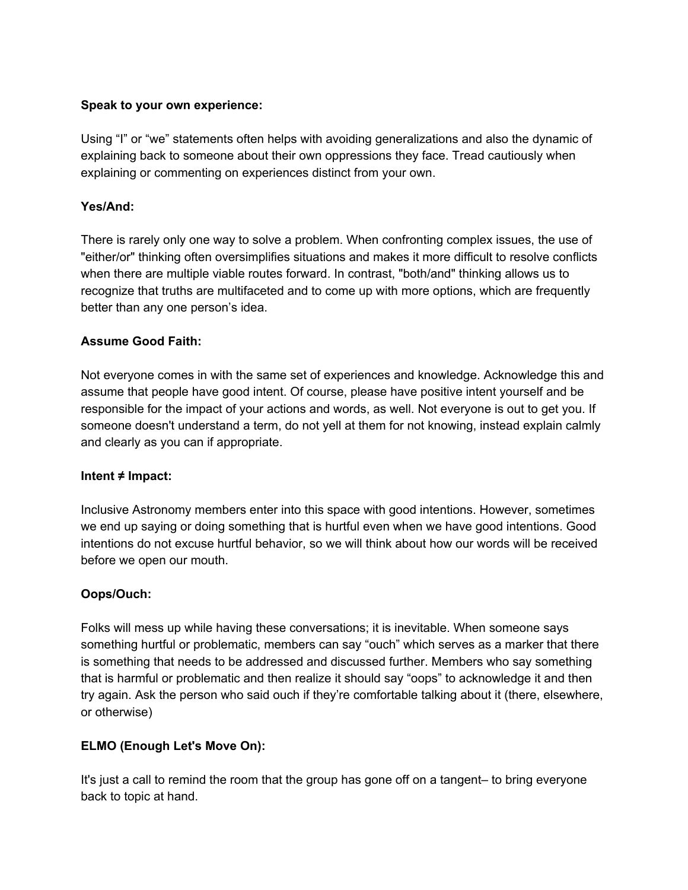**Speak to your own experience:**

Using “I” or “we” statements often helps with avoiding generalizations and also the dynamic of explaining back to someone about their own oppressions they face. Tread cautiously when explaining or commenting on experiences distinct from your own.

**Yes/And:**

There is rarely only one way to solve a problem. When confronting complex issues, the use of "either/or" thinking often oversimplifies situations and makes it more difficult to resolve conflicts when there are multiple viable routes forward. In contrast, "both/and" thinking allows us to recognize that truths are multifaceted and to come up with more options, which are frequently better than any one person’s idea.

**Assume Good Faith:**

Not everyone comes in with the same set of experiences and knowledge. Acknowledge this and assume that people have good intent. Of course, please have positive intent yourself and be responsible for the impact of your actions and words, as well. Not everyone is out to get you. If someone doesn't understand a term, do not yell at them for not knowing, instead explain calmly and clearly as you can if appropriate.

**Intent ≠ Impact:**

Inclusive Astronomy members enter into this space with good intentions. However, sometimes we end up saying or doing something that is hurtful even when we have good intentions. Good intentions do not excuse hurtful behavior, so we will think about how our words will be received before we open our mouth.

**Oops/Ouch:**

Folks will mess up while having these conversations; it is inevitable. When someone says something hurtful or problematic, members can say “ouch” which serves as a marker that there is something that needs to be addressed and discussed further. Members who say something that is harmful or problematic and then realize it should say “oops” to acknowledge it and then try again. Ask the person who said ouch if they’re comfortable talking about it (there, elsewhere, or otherwise)

**ELMO (Enough Let's Move On):**

It's just a call to remind the room that the group has gone off on a tangent– to bring everyone back to topic at hand.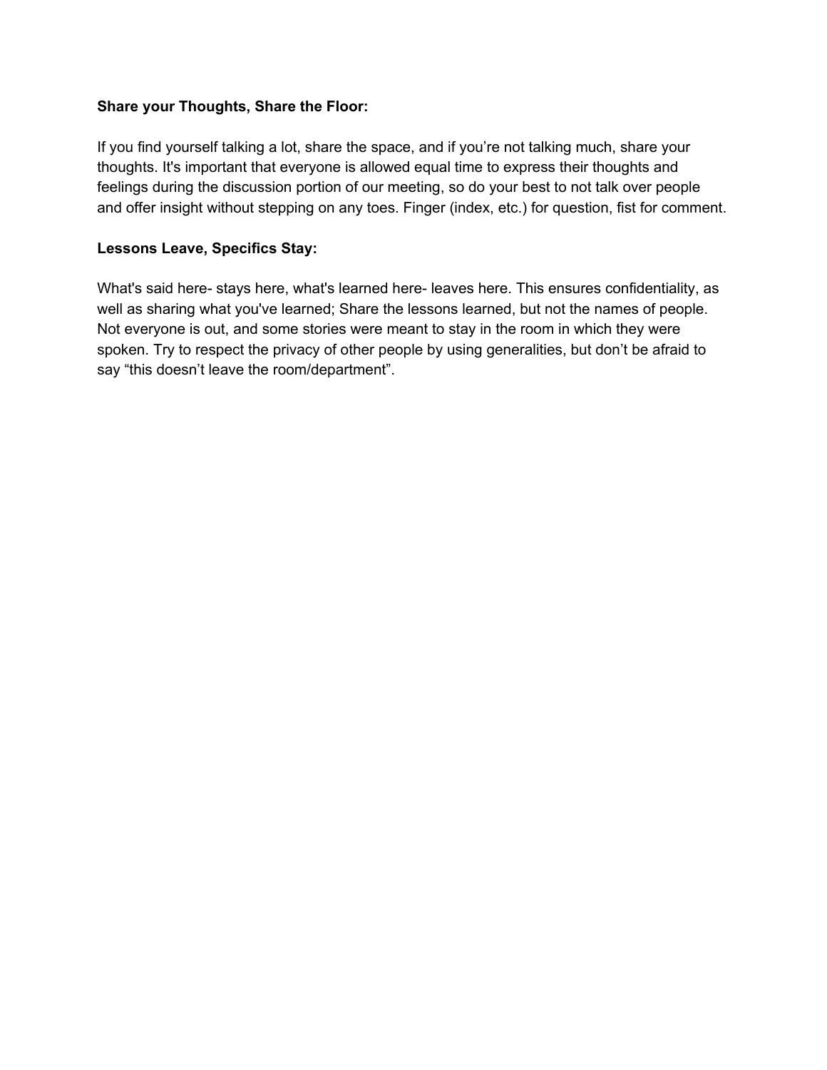**Share your Thoughts, Share the Floor:**

If you find yourself talking a lot, share the space, and if you're not talking much, share your thoughts. It's important that everyone is allowed equal time to express their thoughts and feelings during the discussion portion of our meeting, so do your best to not talk over people and offer insight without stepping on any toes. Finger (index, etc.) for question, fist for comment.

**Lessons Leave, Specifics Stay:**

What's said here- stays here, what's learned here- leaves here. This ensures confidentiality, as well as sharing what you've learned; Share the lessons learned, but not the names of people. Not everyone is out, and some stories were meant to stay in the room in which they were spoken. Try to respect the privacy of other people by using generalities, but don't be afraid to say "this doesn't leave the room/department".